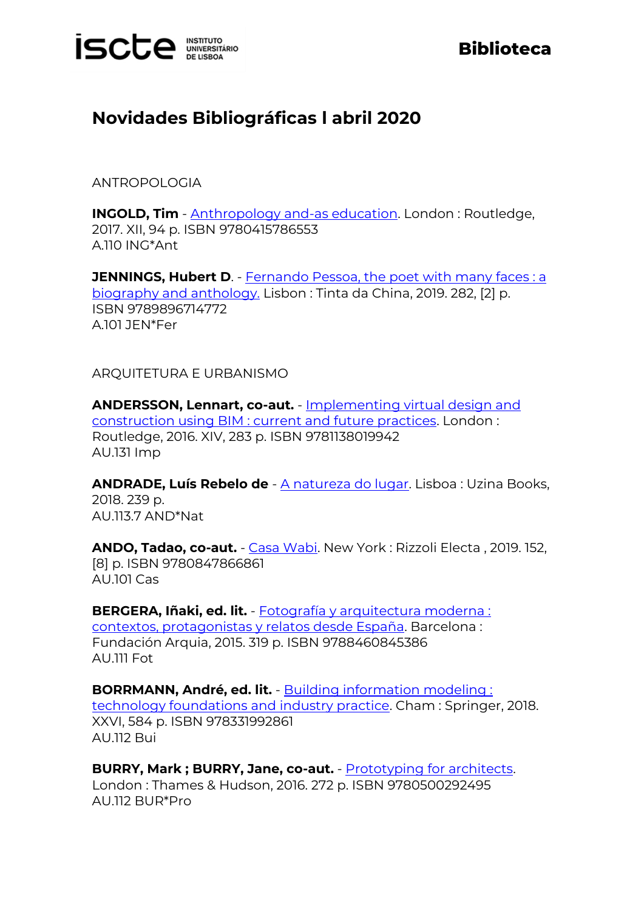# Novidades Bibliográficas l abril 2020

## ANTROPOLOGIA

**INGOLD, Tim** - Anthropology and-as education. London : Routledge, 2017. XII, 94 p. ISBN 9780415786553
A.110 ING*Ant

**JENNINGS, Hubert D**. - Fernando Pessoa, the poet with many faces : a biography and anthology. Lisbon : Tinta da China, 2019. 282, [2] p. ISBN 9789896714772
A.101 JEN*Fer

## ARQUITETURA E URBANISMO

**ANDERSSON, Lennart, co-aut.** - Implementing virtual design and construction using BIM : current and future practices. London : Routledge, 2016. XIV, 283 p. ISBN 9781138019942
AU.131 Imp

**ANDRADE, Luís Rebelo de** - A natureza do lugar. Lisboa : Uzina Books, 2018. 239 p.
AU.113.7 AND*Nat

**ANDO, Tadao, co-aut.** - Casa Wabi. New York : Rizzoli Electa , 2019. 152, [8] p. ISBN 9780847866861
AU.101 Cas

**BERGERA, Iñaki, ed. lit.** - Fotografía y arquitectura moderna : contextos, protagonistas y relatos desde España. Barcelona : Fundación Arquia, 2015. 319 p. ISBN 9788460845386
AU.111 Fot

**BORRMANN, André, ed. lit.** - Building information modeling : technology foundations and industry practice. Cham : Springer, 2018. XXVI, 584 p. ISBN 978331992861
AU.112 Bui

**BURRY, Mark ; BURRY, Jane, co-aut.** - Prototyping for architects. London : Thames & Hudson, 2016. 272 p. ISBN 9780500292495
AU.112 BUR*Pro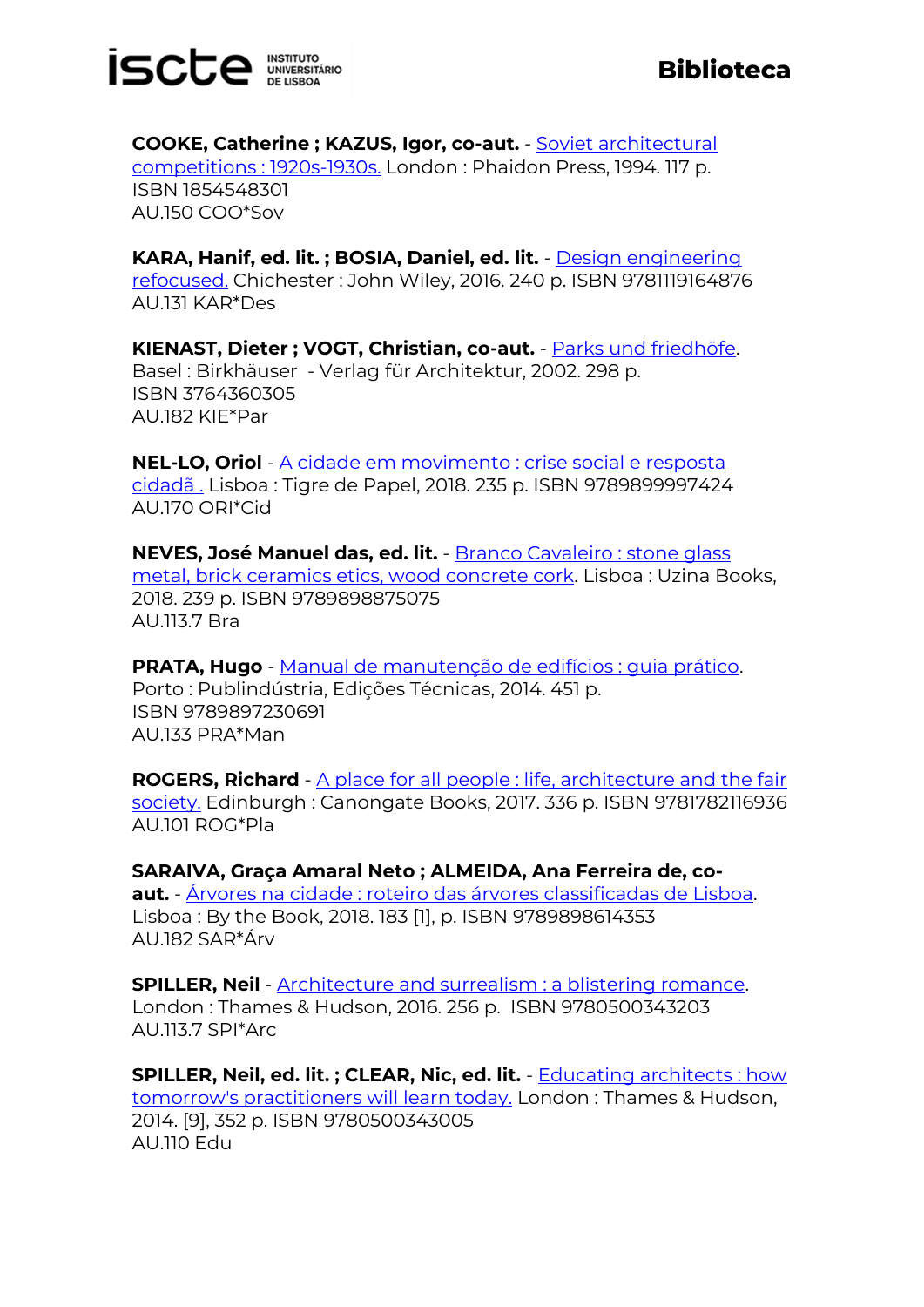**COOKE, Catherine ; KAZUS, Igor, co-aut.** - Soviet architectural competitions : 1920s-1930s. London : Phaidon Press, 1994. 117 p.
ISBN 1854548301
AU.150 COO*Sov

**KARA, Hanif, ed. lit. ; BOSIA, Daniel, ed. lit.** - Design engineering refocused. Chichester : John Wiley, 2016. 240 p. ISBN 9781119164876
AU.131 KAR*Des

**KIENAST, Dieter ; VOGT, Christian, co-aut.** - Parks und friedhöfe.
Basel : Birkhäuser - Verlag für Architektur, 2002. 298 p.
ISBN 3764360305
AU.182 KIE*Par

**NEL-LO, Oriol** - A cidade em movimento : crise social e resposta cidadã . Lisboa : Tigre de Papel, 2018. 235 p. ISBN 9789899997424
AU.170 ORI*Cid

**NEVES, José Manuel das, ed. lit.** - Branco Cavaleiro : stone glass metal, brick ceramics etics, wood concrete cork. Lisboa : Uzina Books, 2018. 239 p. ISBN 9789898875075
AU.113.7 Bra

**PRATA, Hugo** - Manual de manutenção de edifícios : guia prático.
Porto : Publindústria, Edições Técnicas, 2014. 451 p.
ISBN 9789897230691
AU.133 PRA*Man

**ROGERS, Richard** - A place for all people : life, architecture and the fair society. Edinburgh : Canongate Books, 2017. 336 p. ISBN 9781782116936
AU.101 ROG*Pla

**SARAIVA, Graça Amaral Neto ; ALMEIDA, Ana Ferreira de, co-aut.** - Árvores na cidade : roteiro das árvores classificadas de Lisboa.
Lisboa : By the Book, 2018. 183 [1], p. ISBN 9789898614353
AU.182 SAR*Árv

**SPILLER, Neil** - Architecture and surrealism : a blistering romance.
London : Thames & Hudson, 2016. 256 p. ISBN 9780500343203
AU.113.7 SPI*Arc

**SPILLER, Neil, ed. lit. ; CLEAR, Nic, ed. lit.** - Educating architects : how tomorrow's practitioners will learn today. London : Thames & Hudson, 2014. [9], 352 p. ISBN 9780500343005
AU.110 Edu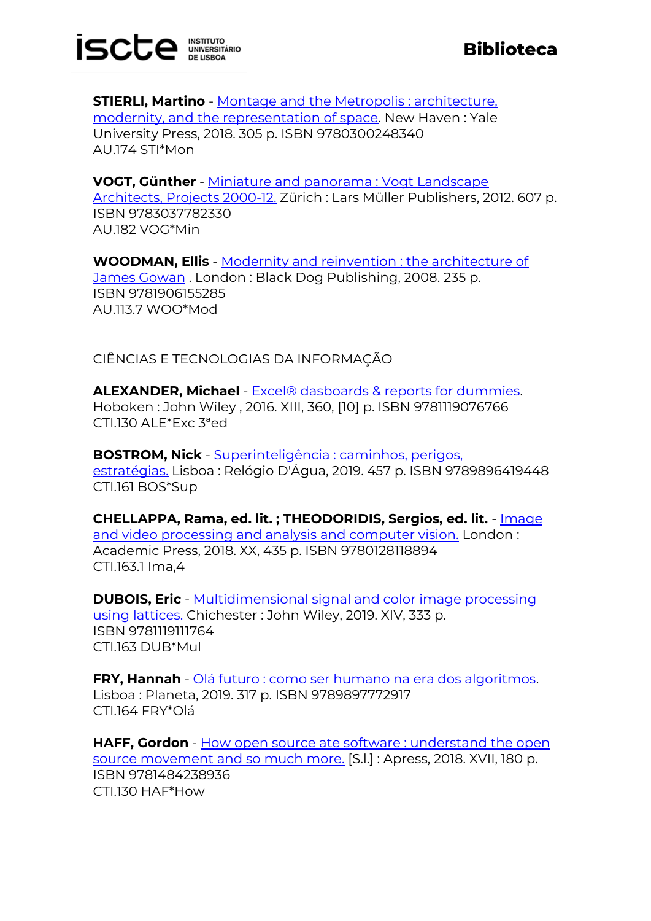**STIERLI, Martino** - Montage and the Metropolis : architecture, modernity, and the representation of space. New Haven : Yale University Press, 2018. 305 p. ISBN 9780300248340
AU.174 STI*Mon

**VOGT, Günther** - Miniature and panorama : Vogt Landscape Architects, Projects 2000-12. Zürich : Lars Müller Publishers, 2012. 607 p. ISBN 9783037782330
AU.182 VOG*Min

**WOODMAN, Ellis** - Modernity and reinvention : the architecture of James Gowan . London : Black Dog Publishing, 2008. 235 p. ISBN 9781906155285
AU.113.7 WOO*Mod

CIÊNCIAS E TECNOLOGIAS DA INFORMAÇÃO

**ALEXANDER, Michael** - Excel® dasboards & reports for dummies. Hoboken : John Wiley , 2016. XIII, 360, [10] p. ISBN 9781119076766
CTI.130 ALE*Exc 3ªed

**BOSTROM, Nick** - Superinteligência : caminhos, perigos, estratégias. Lisboa : Relógio D'Água, 2019. 457 p. ISBN 9789896419448
CTI.161 BOS*Sup

**CHELLAPPA, Rama, ed. lit. ; THEODORIDIS, Sergios, ed. lit.** - Image and video processing and analysis and computer vision. London : Academic Press, 2018. XX, 435 p. ISBN 9780128118894
CTI.163.1 Ima,4

**DUBOIS, Eric** - Multidimensional signal and color image processing using lattices. Chichester : John Wiley, 2019. XIV, 333 p. ISBN 9781119111764
CTI.163 DUB*Mul

**FRY, Hannah** - Olá futuro : como ser humano na era dos algoritmos. Lisboa : Planeta, 2019. 317 p. ISBN 9789897772917
CTI.164 FRY*Olá

**HAFF, Gordon** - How open source ate software : understand the open source movement and so much more. [S.l.] : Apress, 2018. XVII, 180 p. ISBN 9781484238936
CTI.130 HAF*How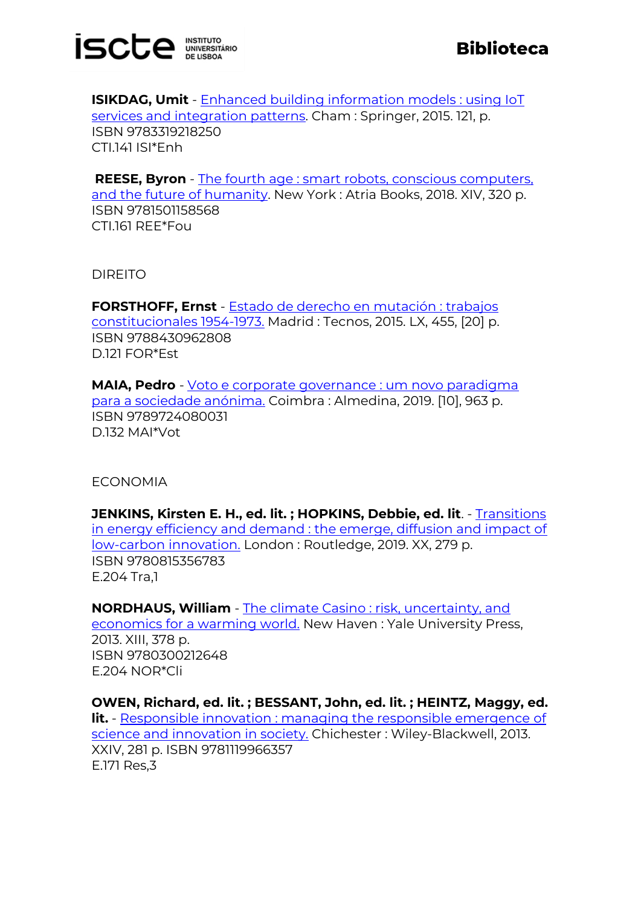**ISIKDAG, Umit** - Enhanced building information models : using IoT services and integration patterns. Cham : Springer, 2015. 121, p.
ISBN 9783319218250
CTI.141 ISI*Enh

**REESE, Byron** - The fourth age : smart robots, conscious computers, and the future of humanity. New York : Atria Books, 2018. XIV, 320 p.
ISBN 9781501158568
CTI.161 REE*Fou

DIREITO

**FORSTHOFF, Ernst** - Estado de derecho en mutación : trabajos constitucionales 1954-1973. Madrid : Tecnos, 2015. LX, 455, [20] p.
ISBN 9788430962808
D.121 FOR*Est

**MAIA, Pedro** - Voto e corporate governance : um novo paradigma para a sociedade anónima. Coimbra : Almedina, 2019. [10], 963 p.
ISBN 9789724080031
D.132 MAI*Vot

ECONOMIA

**JENKINS, Kirsten E. H., ed. lit. ; HOPKINS, Debbie, ed. lit**. - Transitions in energy efficiency and demand : the emerge, diffusion and impact of low-carbon innovation. London : Routledge, 2019. XX, 279 p.
ISBN 9780815356783
E.204 Tra,1

**NORDHAUS, William** - The climate Casino : risk, uncertainty, and economics for a warming world. New Haven : Yale University Press, 2013. XIII, 378 p.
ISBN 9780300212648
E.204 NOR*Cli

**OWEN, Richard, ed. lit. ; BESSANT, John, ed. lit. ; HEINTZ, Maggy, ed. lit.** - Responsible innovation : managing the responsible emergence of science and innovation in society. Chichester : Wiley-Blackwell, 2013. XXIV, 281 p. ISBN 9781119966357
E.171 Res,3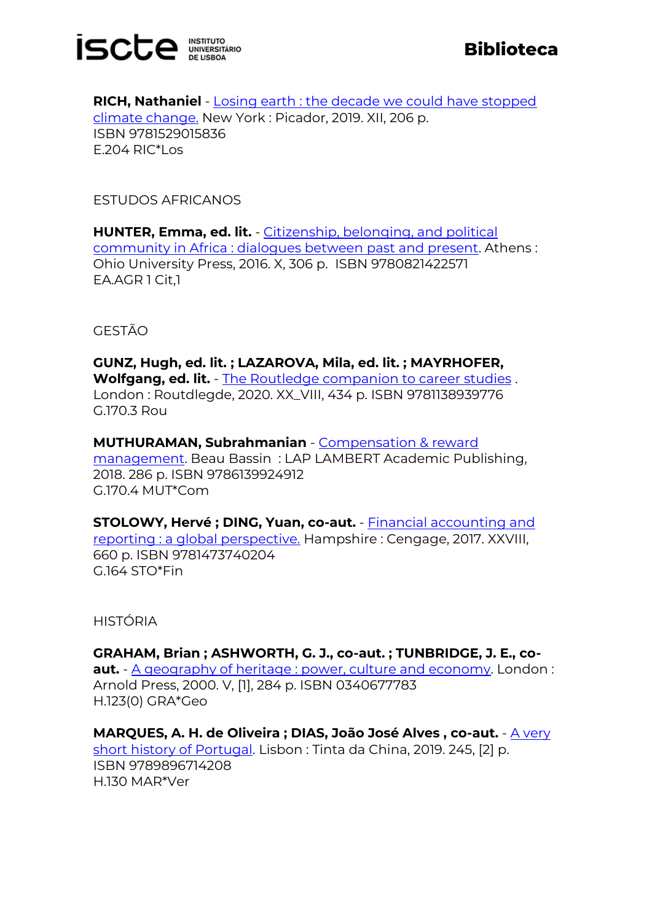**RICH, Nathaniel** - Losing earth : the decade we could have stopped climate change. New York : Picador, 2019. XII, 206 p.
ISBN 9781529015836
E.204 RIC*Los

ESTUDOS AFRICANOS

**HUNTER, Emma, ed. lit.** - Citizenship, belonging, and political community in Africa : dialogues between past and present. Athens : Ohio University Press, 2016. X, 306 p. ISBN 9780821422571
EA.AGR 1 Cit,1

GESTÃO

**GUNZ, Hugh, ed. lit. ; LAZAROVA, Mila, ed. lit. ; MAYRHOFER, Wolfgang, ed. lit.** - The Routledge companion to career studies . London : Routlegde, 2020. XX_VIII, 434 p. ISBN 9781138939776
G.170.3 Rou

**MUTHURAMAN, Subrahmanian** - Compensation & reward management. Beau Bassin : LAP LAMBERT Academic Publishing, 2018. 286 p. ISBN 9786139924912
G.170.4 MUT*Com

**STOLOWY, Hervé ; DING, Yuan, co-aut.** - Financial accounting and reporting : a global perspective. Hampshire : Cengage, 2017. XXVIII, 660 p. ISBN 9781473740204
G.164 STO*Fin

HISTÓRIA

**GRAHAM, Brian ; ASHWORTH, G. J., co-aut. ; TUNBRIDGE, J. E., co-aut.** - A geography of heritage : power, culture and economy. London : Arnold Press, 2000. V, [1], 284 p. ISBN 0340677783
H.123(0) GRA*Geo

**MARQUES, A. H. de Oliveira ; DIAS, João José Alves , co-aut.** - A very short history of Portugal. Lisbon : Tinta da China, 2019. 245, [2] p.
ISBN 9789896714208
H.130 MAR*Ver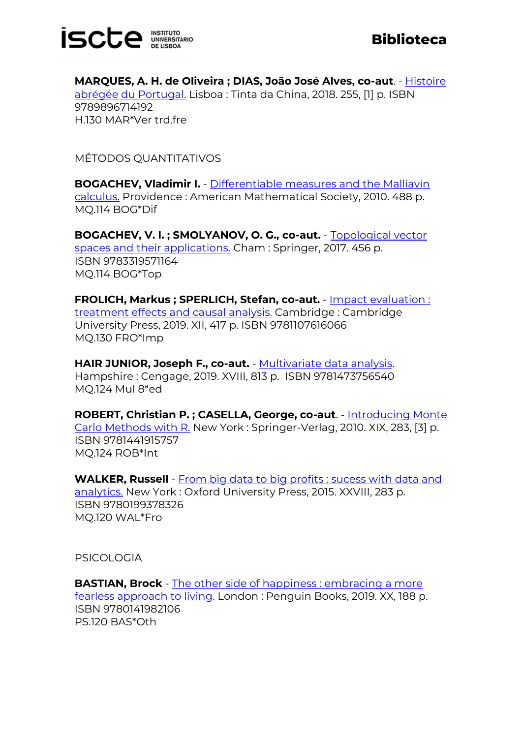**MARQUES, A. H. de Oliveira ; DIAS, João José Alves, co-aut**. - Histoire abrégée du Portugal. Lisboa : Tinta da China, 2018. 255, [1] p. ISBN 9789896714192
H.130 MAR*Ver trd.fre

MÉTODOS QUANTITATIVOS

**BOGACHEV, Vladimir I.** - Differentiable measures and the Malliavin calculus. Providence : American Mathematical Society, 2010. 488 p.
MQ.114 BOG*Dif

**BOGACHEV, V. I. ; SMOLYANOV, O. G., co-aut.** - Topological vector spaces and their applications. Cham : Springer, 2017. 456 p.
ISBN 9783319571164
MQ.114 BOG*Top

**FROLICH, Markus ; SPERLICH, Stefan, co-aut.** - Impact evaluation : treatment effects and causal analysis. Cambridge : Cambridge University Press, 2019. XII, 417 p. ISBN 9781107616066
MQ.130 FRO*Imp

**HAIR JUNIOR, Joseph F., co-aut.** - Multivariate data analysis. Hampshire : Cengage, 2019. XVIII, 813 p. ISBN 9781473756540
MQ.124 Mul 8ªed

**ROBERT, Christian P. ; CASELLA, George, co-aut**. - Introducing Monte Carlo Methods with R. New York : Springer-Verlag, 2010. XIX, 283, [3] p.
ISBN 9781441915757
MQ.124 ROB*Int

**WALKER, Russell** - From big data to big profits : sucess with data and analytics. New York : Oxford University Press, 2015. XXVIII, 283 p.
ISBN 9780199378326
MQ.120 WAL*Fro

PSICOLOGIA

**BASTIAN, Brock** - The other side of happiness : embracing a more fearless approach to living. London : Penguin Books, 2019. XX, 188 p.
ISBN 9780141982106
PS.120 BAS*Oth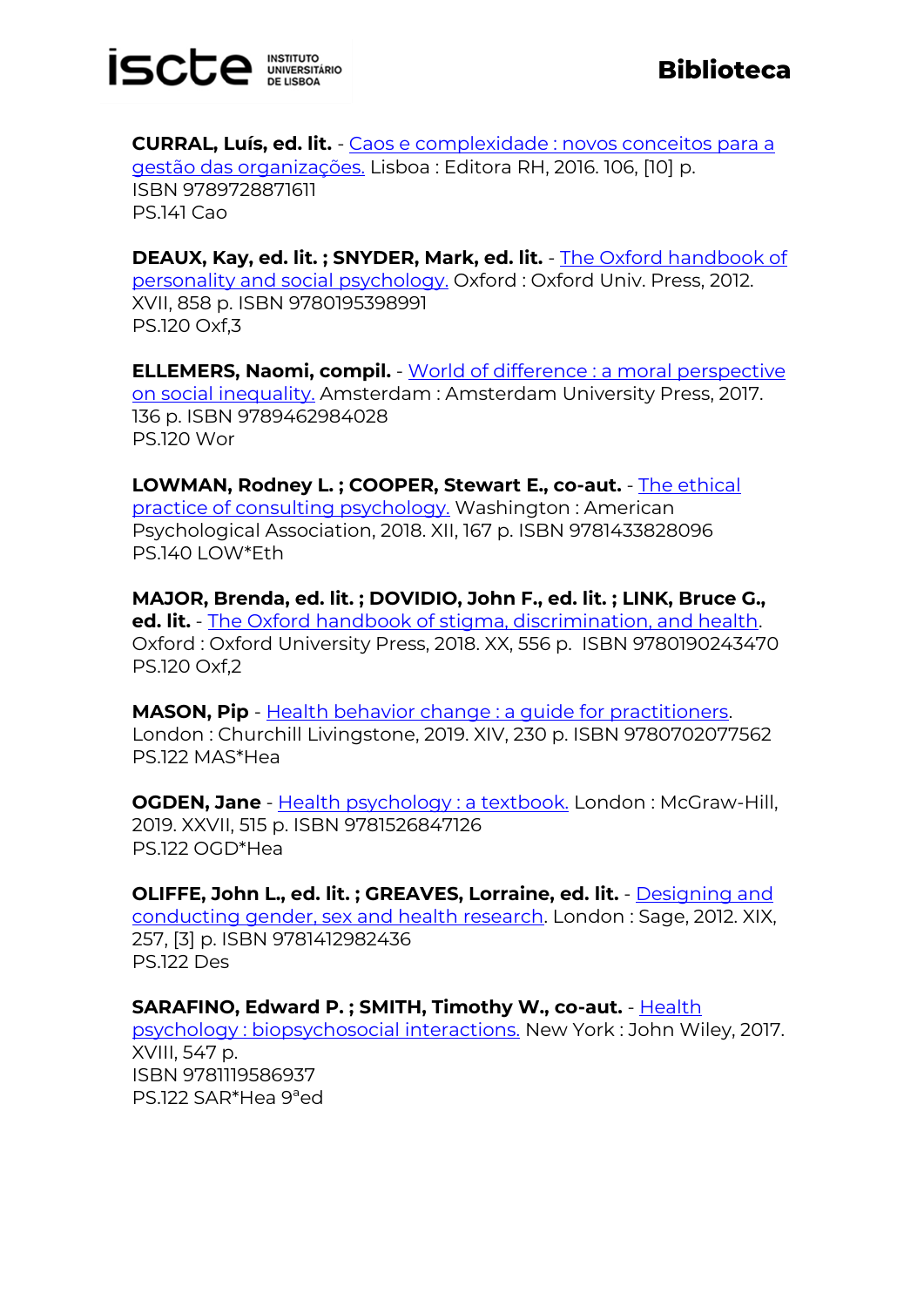**CURRAL, Luís, ed. lit.** - Caos e complexidade : novos conceitos para a gestão das organizações. Lisboa : Editora RH, 2016. 106, [10] p.
ISBN 9789728871611
PS.141 Cao

**DEAUX, Kay, ed. lit. ; SNYDER, Mark, ed. lit.** - The Oxford handbook of personality and social psychology. Oxford : Oxford Univ. Press, 2012. XVII, 858 p. ISBN 9780195398991
PS.120 Oxf,3

**ELLEMERS, Naomi, compil.** - World of difference : a moral perspective on social inequality. Amsterdam : Amsterdam University Press, 2017. 136 p. ISBN 9789462984028
PS.120 Wor

**LOWMAN, Rodney L. ; COOPER, Stewart E., co-aut.** - The ethical practice of consulting psychology. Washington : American Psychological Association, 2018. XII, 167 p. ISBN 9781433828096
PS.140 LOW*Eth

**MAJOR, Brenda, ed. lit. ; DOVIDIO, John F., ed. lit. ; LINK, Bruce G., ed. lit.** - The Oxford handbook of stigma, discrimination, and health. Oxford : Oxford University Press, 2018. XX, 556 p. ISBN 9780190243470
PS.120 Oxf,2

**MASON, Pip** - Health behavior change : a guide for practitioners. London : Churchill Livingstone, 2019. XIV, 230 p. ISBN 9780702077562
PS.122 MAS*Hea

**OGDEN, Jane** - Health psychology : a textbook. London : McGraw-Hill, 2019. XXVII, 515 p. ISBN 9781526847126
PS.122 OGD*Hea

**OLIFFE, John L., ed. lit. ; GREAVES, Lorraine, ed. lit.** - Designing and conducting gender, sex and health research. London : Sage, 2012. XIX, 257, [3] p. ISBN 9781412982436
PS.122 Des

**SARAFINO, Edward P. ; SMITH, Timothy W., co-aut.** - Health psychology : biopsychosocial interactions. New York : John Wiley, 2017. XVIII, 547 p.
ISBN 9781119586937
PS.122 SAR*Hea 9ªed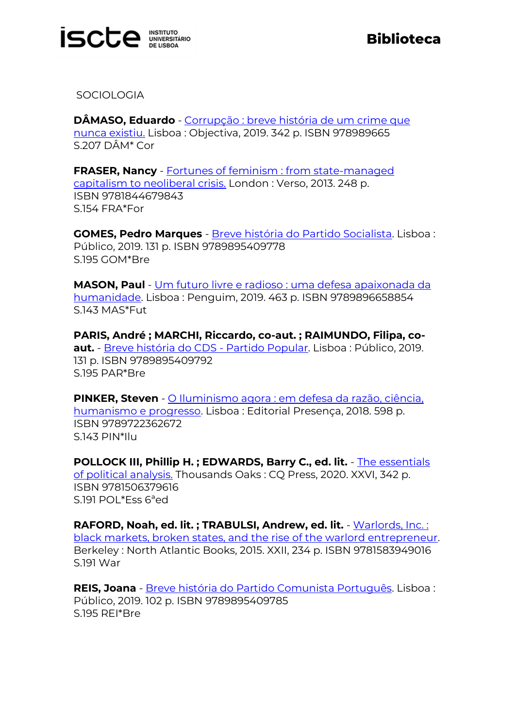SOCIOLOGIA

**DÂMASO, Eduardo** - Corrupção : breve história de um crime que nunca existiu. Lisboa : Objectiva, 2019. 342 p. ISBN 978989665
S.207 DÂM* Cor

**FRASER, Nancy** - Fortunes of feminism : from state-managed capitalism to neoliberal crisis. London : Verso, 2013. 248 p.
ISBN 9781844679843
S.154 FRA*For

**GOMES, Pedro Marques** - Breve história do Partido Socialista. Lisboa : Público, 2019. 131 p. ISBN 9789895409778
S.195 GOM*Bre

**MASON, Paul** - Um futuro livre e radioso : uma defesa apaixonada da humanidade. Lisboa : Penguim, 2019. 463 p. ISBN 9789896658854
S.143 MAS*Fut

**PARIS, André ; MARCHI, Riccardo, co-aut. ; RAIMUNDO, Filipa, co-aut.** - Breve história do CDS - Partido Popular. Lisboa : Público, 2019. 131 p. ISBN 9789895409792
S.195 PAR*Bre

**PINKER, Steven** - O Iluminismo agora : em defesa da razão, ciência, humanismo e progresso. Lisboa : Editorial Presença, 2018. 598 p.
ISBN 9789722362672
S.143 PIN*Ilu

**POLLOCK III, Phillip H. ; EDWARDS, Barry C., ed. lit.** - The essentials of political analysis. Thousands Oaks : CQ Press, 2020. XXVI, 342 p.
ISBN 9781506379616
S.191 POL*Ess 6ªed

**RAFORD, Noah, ed. lit. ; TRABULSI, Andrew, ed. lit.** - Warlords, Inc. : black markets, broken states, and the rise of the warlord entrepreneur. Berkeley : North Atlantic Books, 2015. XXII, 234 p. ISBN 9781583949016
S.191 War

**REIS, Joana** - Breve história do Partido Comunista Português. Lisboa : Público, 2019. 102 p. ISBN 9789895409785
S.195 REI*Bre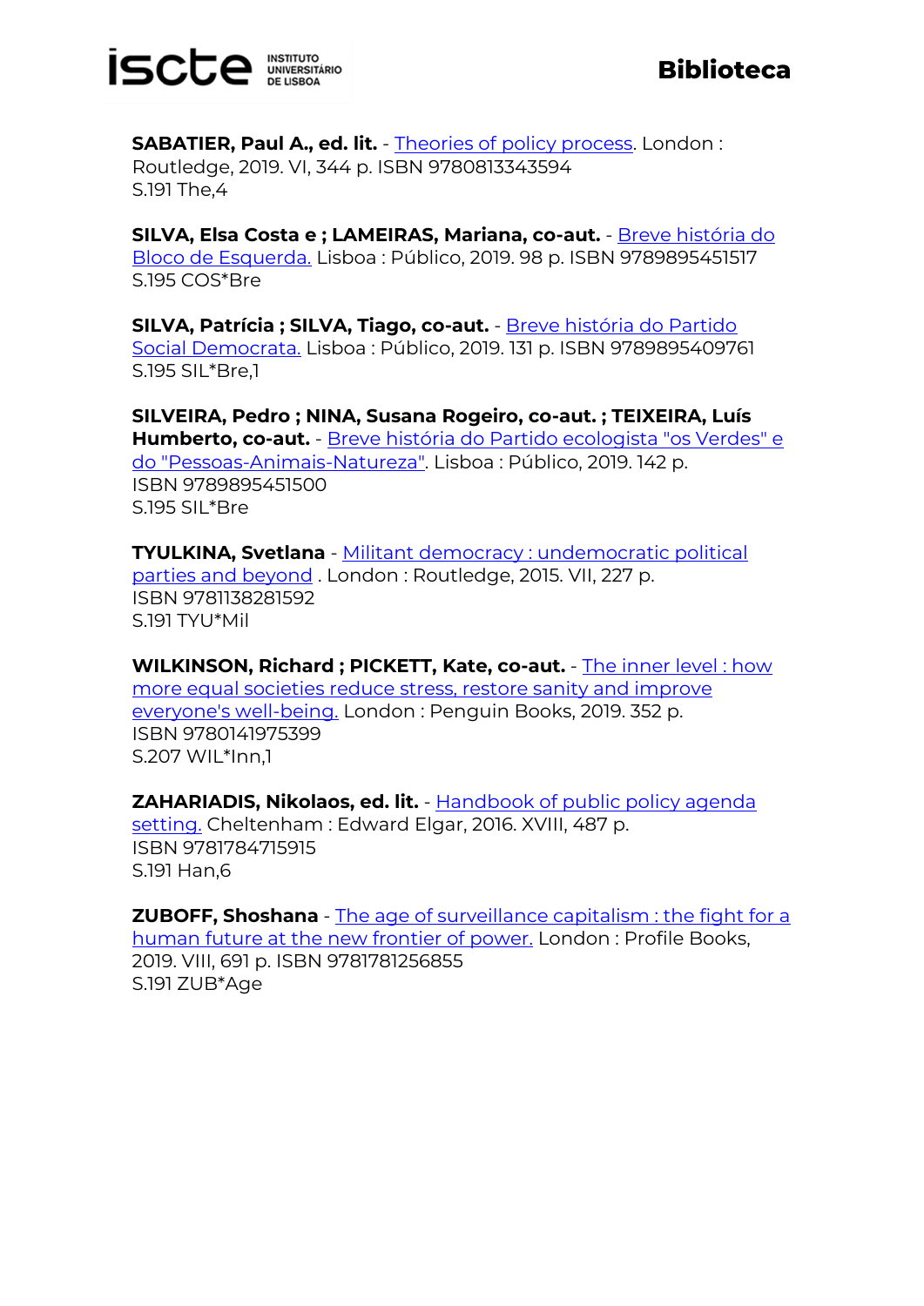**SABATIER, Paul A., ed. lit.** - Theories of policy process. London : Routledge, 2019. VI, 344 p. ISBN 9780813343594
S.191 The,4

**SILVA, Elsa Costa e ; LAMEIRAS, Mariana, co-aut.** - Breve história do Bloco de Esquerda. Lisboa : Público, 2019. 98 p. ISBN 9789895451517
S.195 COS*Bre

**SILVA, Patrícia ; SILVA, Tiago, co-aut.** - Breve história do Partido Social Democrata. Lisboa : Público, 2019. 131 p. ISBN 9789895409761
S.195 SIL*Bre,1

**SILVEIRA, Pedro ; NINA, Susana Rogeiro, co-aut. ; TEIXEIRA, Luís Humberto, co-aut.** - Breve história do Partido ecologista "os Verdes" e do "Pessoas-Animais-Natureza". Lisboa : Público, 2019. 142 p.
ISBN 9789895451500
S.195 SIL*Bre

**TYULKINA, Svetlana** - Militant democracy : undemocratic political parties and beyond . London : Routledge, 2015. VII, 227 p.
ISBN 9781138281592
S.191 TYU*Mil

**WILKINSON, Richard ; PICKETT, Kate, co-aut.** - The inner level : how more equal societies reduce stress, restore sanity and improve everyone's well-being. London : Penguin Books, 2019. 352 p.
ISBN 9780141975399
S.207 WIL*Inn,1

**ZAHARIADIS, Nikolaos, ed. lit.** - Handbook of public policy agenda setting. Cheltenham : Edward Elgar, 2016. XVIII, 487 p.
ISBN 9781784715915
S.191 Han,6

**ZUBOFF, Shoshana** - The age of surveillance capitalism : the fight for a human future at the new frontier of power. London : Profile Books, 2019. VIII, 691 p. ISBN 9781781256855
S.191 ZUB*Age